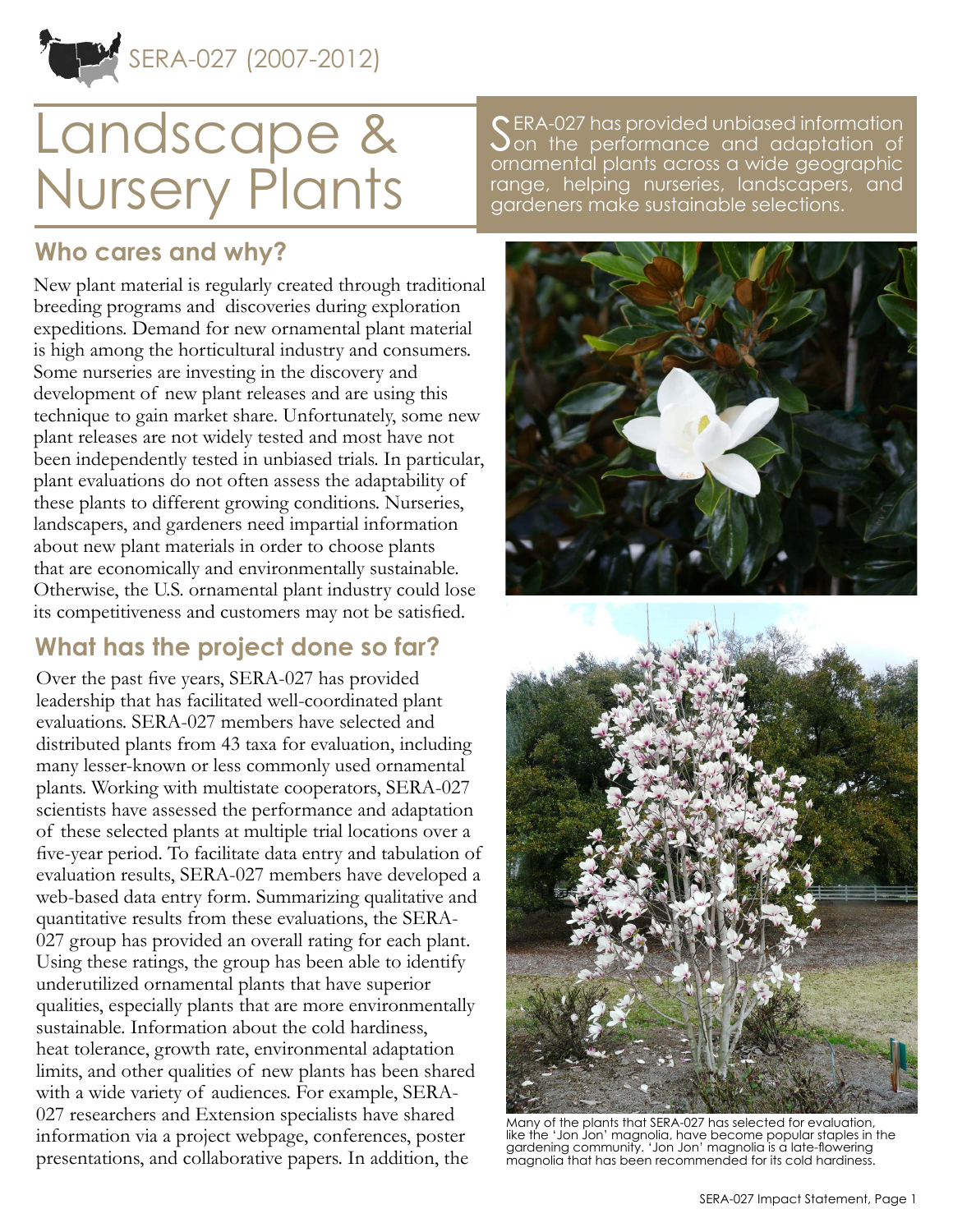SERA-027 (2007-2012)

# Landscape & Nursery Plants

SERA-027 has provided unbiased information on the performance and adaptation of ornamental plants across a wide geographic range, helping nurseries, landscapers, and gardeners make sustainable selections.

## Who cares and why?

New plant material is regularly created through traditional breeding programs and discoveries during exploration expeditions. Demand for new ornamental plant material is high among the horticultural industry and consumers. Some nurseries are investing in the discovery and development of new plant releases and are using this technique to gain market share. Unfortunately, some new plant releases are not widely tested and most have not been independently tested in unbiased trials. In particular, plant evaluations do not often assess the adaptability of these plants to different growing conditions. Nurseries, landscapers, and gardeners need impartial information about new plant materials in order to choose plants that are economically and environmentally sustainable. Otherwise, the U.S. ornamental plant industry could lose its competitiveness and customers may not be satisfied.

## What has the project done so far?

Over the past five years, SERA-027 has provided leadership that has facilitated well-coordinated plant evaluations. SERA-027 members have selected and distributed plants from 43 taxa for evaluation, including many lesser-known or less commonly used ornamental plants. Working with multistate cooperators, SERA-027 scientists have assessed the performance and adaptation of these selected plants at multiple trial locations over a five-year period. To facilitate data entry and tabulation of evaluation results, SERA-027 members have developed a web-based data entry form. Summarizing qualitative and quantitative results from these evaluations, the SERA-027 group has provided an overall rating for each plant. Using these ratings, the group has been able to identify underutilized ornamental plants that have superior qualities, especially plants that are more environmentally sustainable. Information about the cold hardiness, heat tolerance, growth rate, environmental adaptation limits, and other qualities of new plants has been shared with a wide variety of audiences. For example, SERA-027 researchers and Extension specialists have shared information via a project webpage, conferences, poster presentations, and collaborative papers. In addition, the

Many of the plants that SERA-027 has selected for evaluation, like the 'Jon Jon' magnolia, have become popular staples in the gardening community. 'Jon Jon' magnolia is a late-flowering magnolia that has been recommended for its cold hardiness.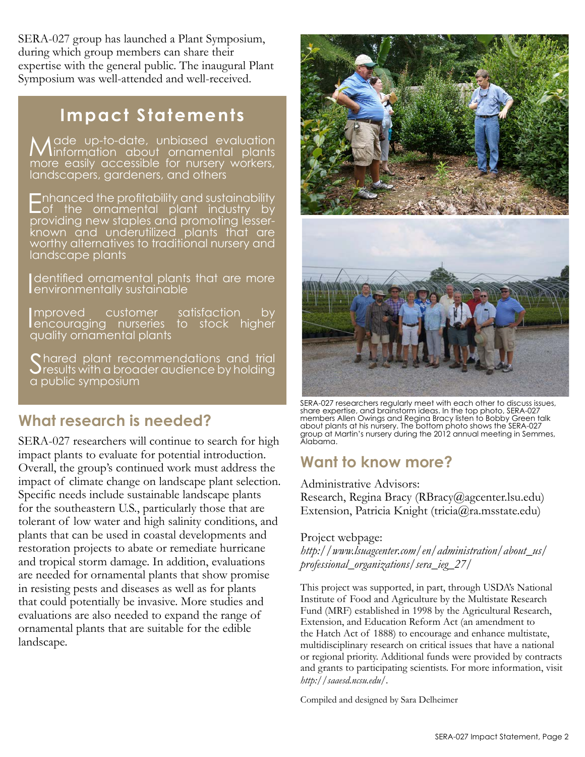SERA-027 group has launched a Plant Symposium, during which group members can share their expertise with the general public. The inaugural Plant Symposium was well-attended and well-received.

## Impact Statements

Made up-to-date, unbiased evaluation information about ornamental plants more easily accessible for nursery workers, landscapers, gardeners, and others

Enhanced the profitability and sustainability of the ornamental plant industry by providing new staples and promoting lesser-known and underutilized plants that are worthy alternatives to traditional nursery and landscape plants

Identified ornamental plants that are more environmentally sustainable

Improved customer satisfaction by encouraging nurseries to stock higher quality ornamental plants

Shared plant recommendations and trial results with a broader audience by holding a public symposium

## What research is needed?

SERA-027 researchers will continue to search for high impact plants to evaluate for potential introduction. Overall, the group's continued work must address the impact of climate change on landscape plant selection. Specific needs include sustainable landscape plants for the southeastern U.S., particularly those that are tolerant of low water and high salinity conditions, and plants that can be used in coastal developments and restoration projects to abate or remediate hurricane and tropical storm damage. In addition, evaluations are needed for ornamental plants that show promise in resisting pests and diseases as well as for plants that could potentially be invasive. More studies and evaluations are also needed to expand the range of ornamental plants that are suitable for the edible landscape.

SERA-027 researchers regularly meet with each other to discuss issues, share expertise, and brainstorm ideas. In the top photo, SERA-027 members Allen Owings and Regina Bracy listen to Bobby Green talk about plants at his nursery. The bottom photo shows the SERA-027 group at Martin's nursery during the 2012 annual meeting in Semmes, Alabama.

## Want to know more?

Administrative Advisors:
Research, Regina Bracy (RBracy@agcenter.lsu.edu)
Extension, Patricia Knight (tricia@ra.msstate.edu)

Project webpage:
*http://www.lsuagcenter.com/en/administration/about_us/professional_organizations/sera_ieg_27/*

This project was supported, in part, through USDA's National Institute of Food and Agriculture by the Multistate Research Fund (MRF) established in 1998 by the Agricultural Research, Extension, and Education Reform Act (an amendment to the Hatch Act of 1888) to encourage and enhance multistate, multidisciplinary research on critical issues that have a national or regional priority. Additional funds were provided by contracts and grants to participating scientists. For more information, visit *http://saaesd.ncsu.edu/*.

Compiled and designed by Sara Delheimer